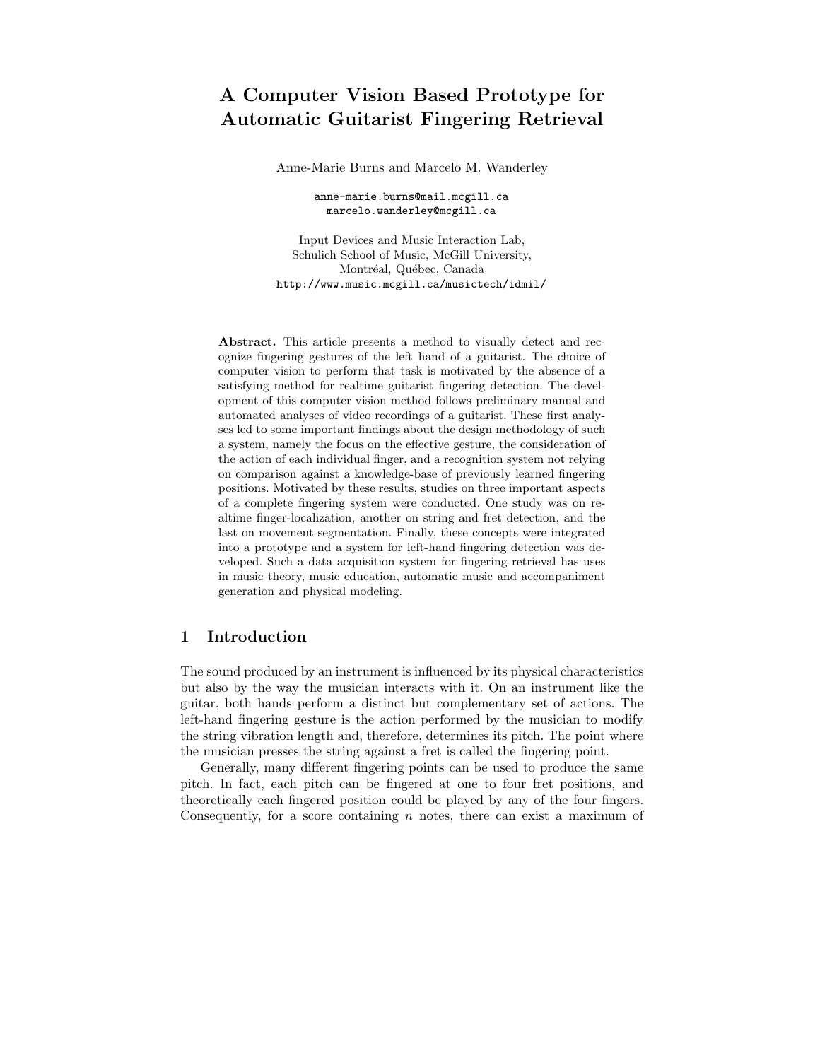# A Computer Vision Based Prototype for Automatic Guitarist Fingering Retrieval

Anne-Marie Burns and Marcelo M. Wanderley

anne-marie.burns@mail.mcgill.ca
marcelo.wanderley@mcgill.ca

Input Devices and Music Interaction Lab,
Schulich School of Music, McGill University,
Montréal, Québec, Canada
http://www.music.mcgill.ca/musictech/idmil/

**Abstract.** This article presents a method to visually detect and recognize fingering gestures of the left hand of a guitarist. The choice of computer vision to perform that task is motivated by the absence of a satisfying method for realtime guitarist fingering detection. The development of this computer vision method follows preliminary manual and automated analyses of video recordings of a guitarist. These first analyses led to some important findings about the design methodology of such a system, namely the focus on the effective gesture, the consideration of the action of each individual finger, and a recognition system not relying on comparison against a knowledge-base of previously learned fingering positions. Motivated by these results, studies on three important aspects of a complete fingering system were conducted. One study was on realtime finger-localization, another on string and fret detection, and the last on movement segmentation. Finally, these concepts were integrated into a prototype and a system for left-hand fingering detection was developed. Such a data acquisition system for fingering retrieval has uses in music theory, music education, automatic music and accompaniment generation and physical modeling.

## 1 Introduction

The sound produced by an instrument is influenced by its physical characteristics but also by the way the musician interacts with it. On an instrument like the guitar, both hands perform a distinct but complementary set of actions. The left-hand fingering gesture is the action performed by the musician to modify the string vibration length and, therefore, determines its pitch. The point where the musician presses the string against a fret is called the fingering point.

Generally, many different fingering points can be used to produce the same pitch. In fact, each pitch can be fingered at one to four fret positions, and theoretically each fingered position could be played by any of the four fingers. Consequently, for a score containing $n$ notes, there can exist a maximum of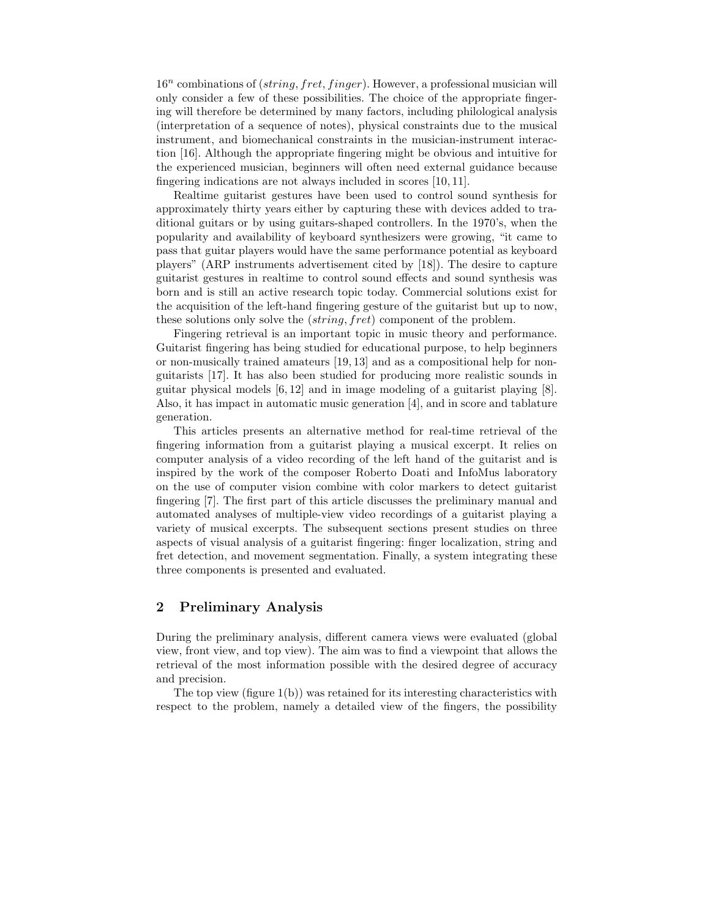$16^n$ combinations of $(string, fret, finger)$. However, a professional musician will only consider a few of these possibilities. The choice of the appropriate fingering will therefore be determined by many factors, including philological analysis (interpretation of a sequence of notes), physical constraints due to the musical instrument, and biomechanical constraints in the musician-instrument interaction [16]. Although the appropriate fingering might be obvious and intuitive for the experienced musician, beginners will often need external guidance because fingering indications are not always included in scores [10, 11].

Realtime guitarist gestures have been used to control sound synthesis for approximately thirty years either by capturing these with devices added to traditional guitars or by using guitars-shaped controllers. In the 1970's, when the popularity and availability of keyboard synthesizers were growing, "it came to pass that guitar players would have the same performance potential as keyboard players" (ARP instruments advertisement cited by [18]). The desire to capture guitarist gestures in realtime to control sound effects and sound synthesis was born and is still an active research topic today. Commercial solutions exist for the acquisition of the left-hand fingering gesture of the guitarist but up to now, these solutions only solve the $(string, fret)$ component of the problem.

Fingering retrieval is an important topic in music theory and performance. Guitarist fingering has being studied for educational purpose, to help beginners or non-musically trained amateurs [19, 13] and as a compositional help for non-guitarists [17]. It has also been studied for producing more realistic sounds in guitar physical models [6, 12] and in image modeling of a guitarist playing [8]. Also, it has impact in automatic music generation [4], and in score and tablature generation.

This articles presents an alternative method for real-time retrieval of the fingering information from a guitarist playing a musical excerpt. It relies on computer analysis of a video recording of the left hand of the guitarist and is inspired by the work of the composer Roberto Doati and InfoMus laboratory on the use of computer vision combine with color markers to detect guitarist fingering [7]. The first part of this article discusses the preliminary manual and automated analyses of multiple-view video recordings of a guitarist playing a variety of musical excerpts. The subsequent sections present studies on three aspects of visual analysis of a guitarist fingering: finger localization, string and fret detection, and movement segmentation. Finally, a system integrating these three components is presented and evaluated.

## 2 Preliminary Analysis

During the preliminary analysis, different camera views were evaluated (global view, front view, and top view). The aim was to find a viewpoint that allows the retrieval of the most information possible with the desired degree of accuracy and precision.

The top view (figure 1(b)) was retained for its interesting characteristics with respect to the problem, namely a detailed view of the fingers, the possibility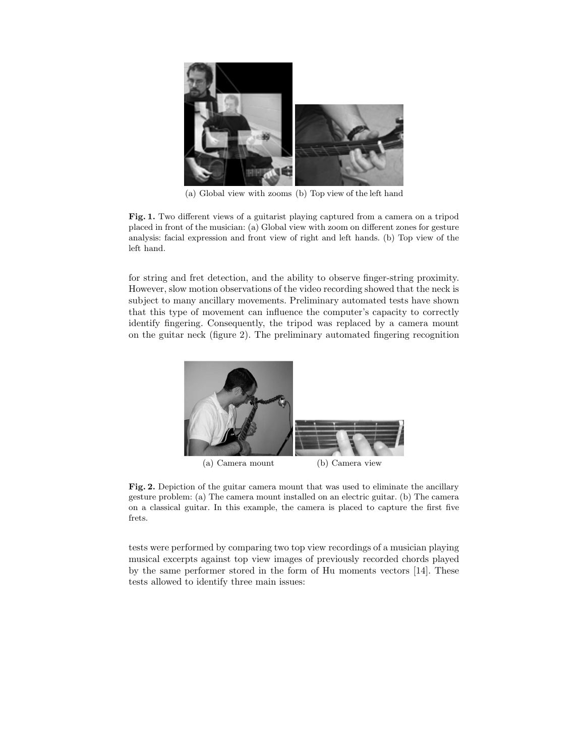(a) Global view with zooms (b) Top view of the left hand

**Fig. 1.** Two different views of a guitarist playing captured from a camera on a tripod placed in front of the musician: (a) Global view with zoom on different zones for gesture analysis: facial expression and front view of right and left hands. (b) Top view of the left hand.

for string and fret detection, and the ability to observe finger-string proximity. However, slow motion observations of the video recording showed that the neck is subject to many ancillary movements. Preliminary automated tests have shown that this type of movement can influence the computer's capacity to correctly identify fingering. Consequently, the tripod was replaced by a camera mount on the guitar neck (figure 2). The preliminary automated fingering recognition

(a) Camera mount (b) Camera view

**Fig. 2.** Depiction of the guitar camera mount that was used to eliminate the ancillary gesture problem: (a) The camera mount installed on an electric guitar. (b) The camera on a classical guitar. In this example, the camera is placed to capture the first five frets.

tests were performed by comparing two top view recordings of a musician playing musical excerpts against top view images of previously recorded chords played by the same performer stored in the form of Hu moments vectors [14]. These tests allowed to identify three main issues: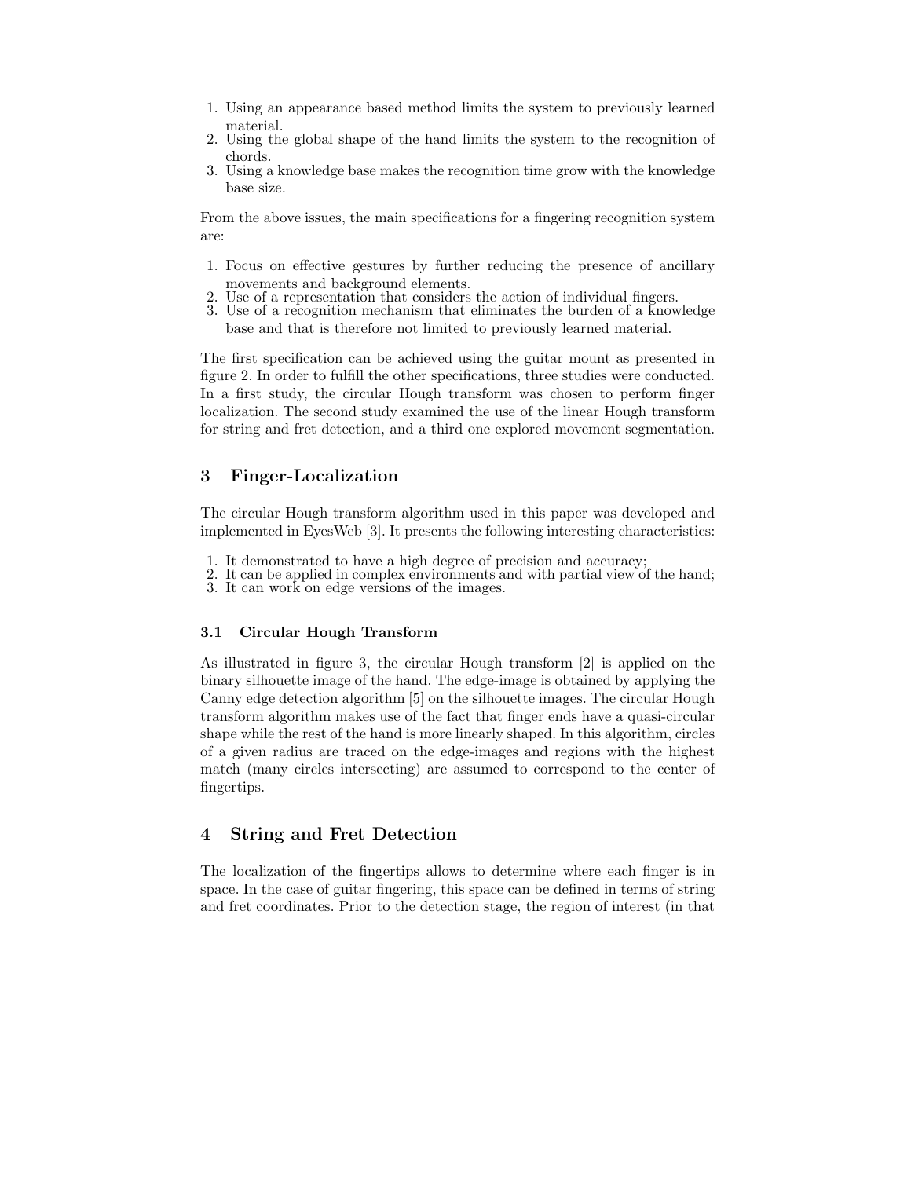1. Using an appearance based method limits the system to previously learned material.
2. Using the global shape of the hand limits the system to the recognition of chords.
3. Using a knowledge base makes the recognition time grow with the knowledge base size.

From the above issues, the main specifications for a fingering recognition system are:

1. Focus on effective gestures by further reducing the presence of ancillary movements and background elements.
2. Use of a representation that considers the action of individual fingers.
3. Use of a recognition mechanism that eliminates the burden of a knowledge base and that is therefore not limited to previously learned material.

The first specification can be achieved using the guitar mount as presented in figure 2. In order to fulfill the other specifications, three studies were conducted. In a first study, the circular Hough transform was chosen to perform finger localization. The second study examined the use of the linear Hough transform for string and fret detection, and a third one explored movement segmentation.

## 3 Finger-Localization

The circular Hough transform algorithm used in this paper was developed and implemented in EyesWeb [3]. It presents the following interesting characteristics:

1. It demonstrated to have a high degree of precision and accuracy;
2. It can be applied in complex environments and with partial view of the hand;
3. It can work on edge versions of the images.

### 3.1 Circular Hough Transform

As illustrated in figure 3, the circular Hough transform [2] is applied on the binary silhouette image of the hand. The edge-image is obtained by applying the Canny edge detection algorithm [5] on the silhouette images. The circular Hough transform algorithm makes use of the fact that finger ends have a quasi-circular shape while the rest of the hand is more linearly shaped. In this algorithm, circles of a given radius are traced on the edge-images and regions with the highest match (many circles intersecting) are assumed to correspond to the center of fingertips.

## 4 String and Fret Detection

The localization of the fingertips allows to determine where each finger is in space. In the case of guitar fingering, this space can be defined in terms of string and fret coordinates. Prior to the detection stage, the region of interest (in that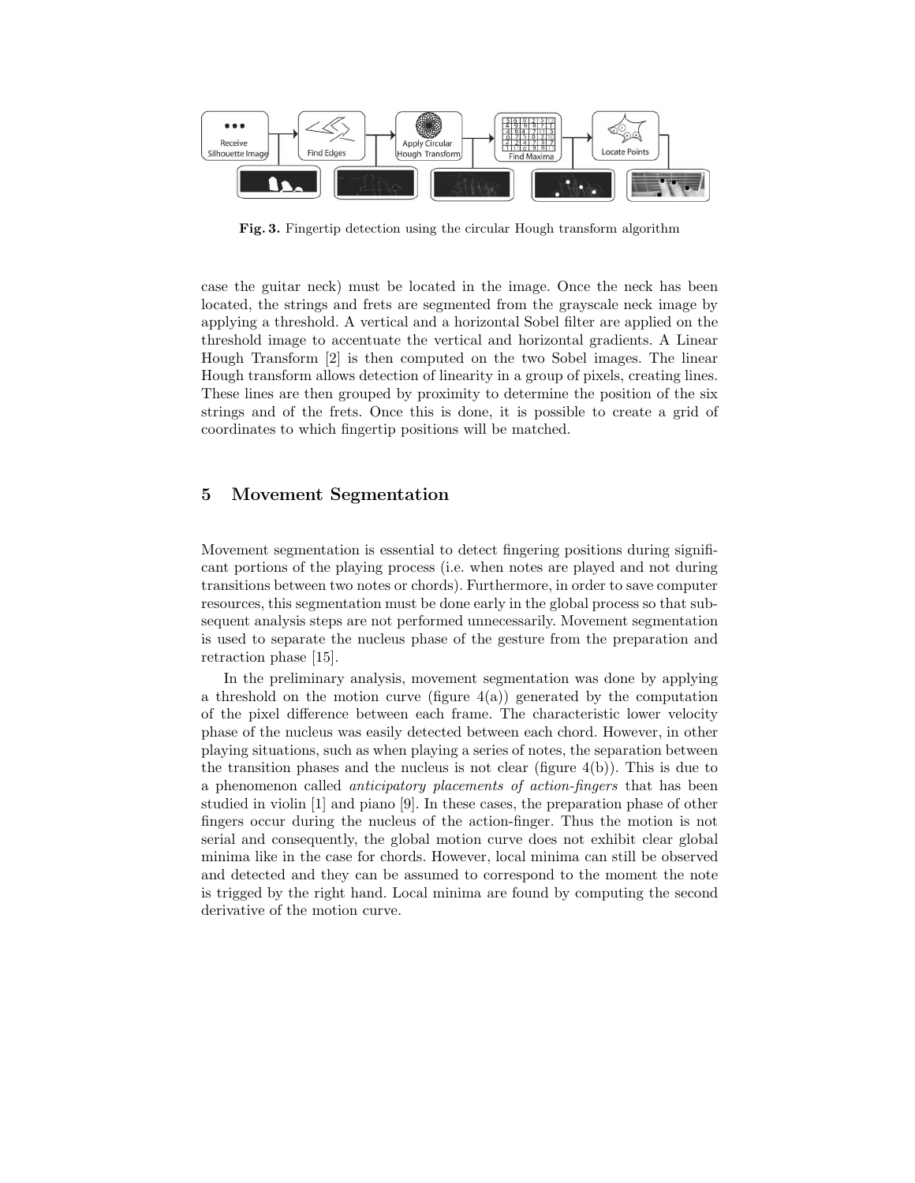**Fig. 3.** Fingertip detection using the circular Hough transform algorithm

case the guitar neck) must be located in the image. Once the neck has been located, the strings and frets are segmented from the grayscale neck image by applying a threshold. A vertical and a horizontal Sobel filter are applied on the threshold image to accentuate the vertical and horizontal gradients. A Linear Hough Transform [2] is then computed on the two Sobel images. The linear Hough transform allows detection of linearity in a group of pixels, creating lines. These lines are then grouped by proximity to determine the position of the six strings and of the frets. Once this is done, it is possible to create a grid of coordinates to which fingertip positions will be matched.

## 5 Movement Segmentation

Movement segmentation is essential to detect fingering positions during significant portions of the playing process (i.e. when notes are played and not during transitions between two notes or chords). Furthermore, in order to save computer resources, this segmentation must be done early in the global process so that subsequent analysis steps are not performed unnecessarily. Movement segmentation is used to separate the nucleus phase of the gesture from the preparation and retraction phase [15].

In the preliminary analysis, movement segmentation was done by applying a threshold on the motion curve (figure 4(a)) generated by the computation of the pixel difference between each frame. The characteristic lower velocity phase of the nucleus was easily detected between each chord. However, in other playing situations, such as when playing a series of notes, the separation between the transition phases and the nucleus is not clear (figure 4(b)). This is due to a phenomenon called *anticipatory placements of action-fingers* that has been studied in violin [1] and piano [9]. In these cases, the preparation phase of other fingers occur during the nucleus of the action-finger. Thus the motion is not serial and consequently, the global motion curve does not exhibit clear global minima like in the case for chords. However, local minima can still be observed and detected and they can be assumed to correspond to the moment the note is trigged by the right hand. Local minima are found by computing the second derivative of the motion curve.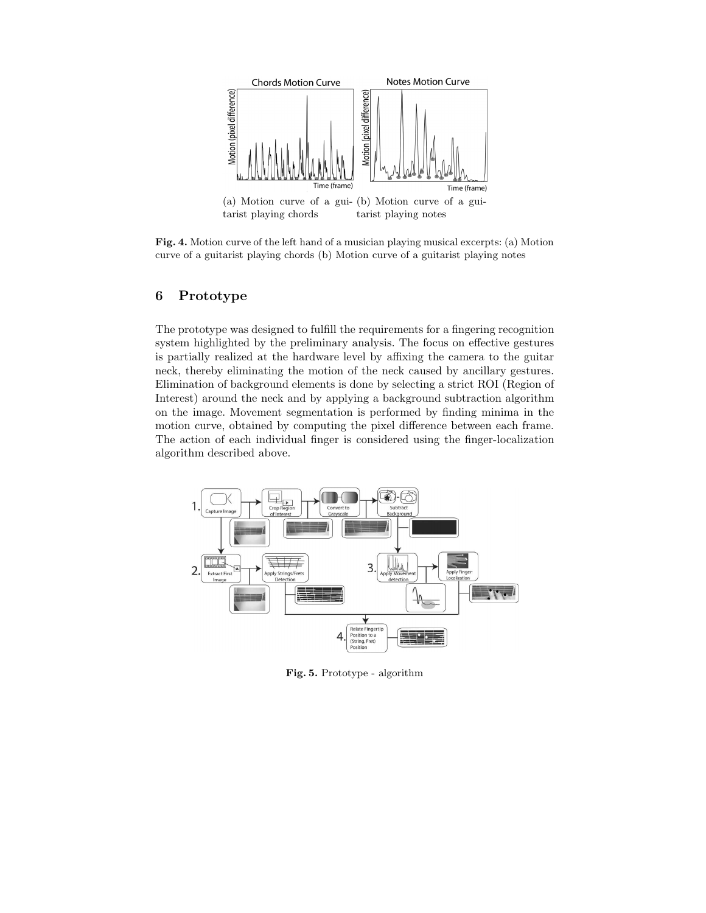(a) Motion curve of a guitarist playing chords

(b) Motion curve of a guitarist playing notes

**Fig. 4.** Motion curve of the left hand of a musician playing musical excerpts: (a) Motion curve of a guitarist playing chords (b) Motion curve of a guitarist playing notes

## 6 Prototype

The prototype was designed to fulfill the requirements for a fingering recognition system highlighted by the preliminary analysis. The focus on effective gestures is partially realized at the hardware level by affixing the camera to the guitar neck, thereby eliminating the motion of the neck caused by ancillary gestures. Elimination of background elements is done by selecting a strict ROI (Region of Interest) around the neck and by applying a background subtraction algorithm on the image. Movement segmentation is performed by finding minima in the motion curve, obtained by computing the pixel difference between each frame. The action of each individual finger is considered using the finger-localization algorithm described above.

**Fig. 5.** Prototype - algorithm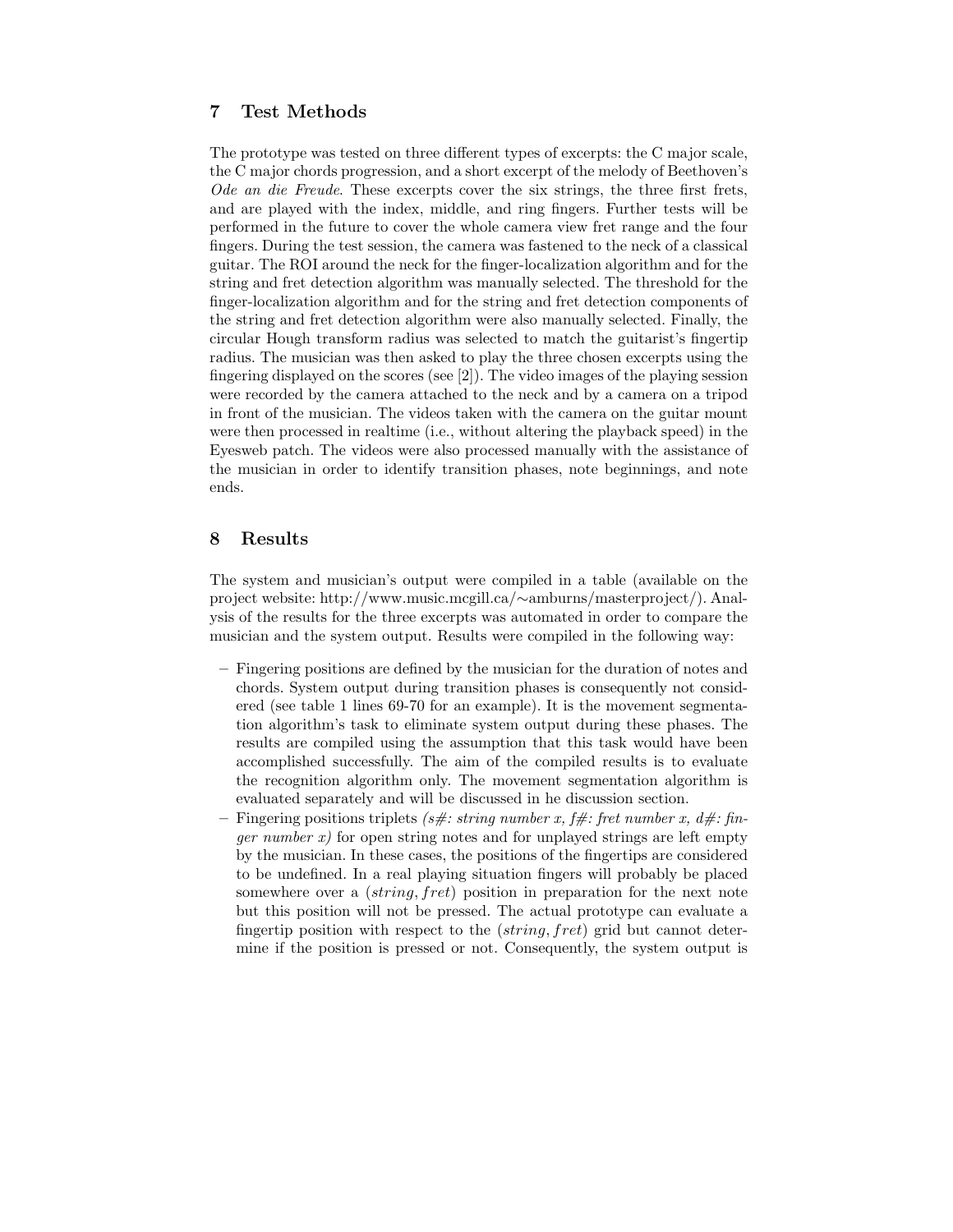## 7 Test Methods

The prototype was tested on three different types of excerpts: the C major scale, the C major chords progression, and a short excerpt of the melody of Beethoven's *Ode an die Freude*. These excerpts cover the six strings, the three first frets, and are played with the index, middle, and ring fingers. Further tests will be performed in the future to cover the whole camera view fret range and the four fingers. During the test session, the camera was fastened to the neck of a classical guitar. The ROI around the neck for the finger-localization algorithm and for the string and fret detection algorithm was manually selected. The threshold for the finger-localization algorithm and for the string and fret detection components of the string and fret detection algorithm were also manually selected. Finally, the circular Hough transform radius was selected to match the guitarist's fingertip radius. The musician was then asked to play the three chosen excerpts using the fingering displayed on the scores (see [2]). The video images of the playing session were recorded by the camera attached to the neck and by a camera on a tripod in front of the musician. The videos taken with the camera on the guitar mount were then processed in realtime (i.e., without altering the playback speed) in the Eyesweb patch. The videos were also processed manually with the assistance of the musician in order to identify transition phases, note beginnings, and note ends.

## 8 Results

The system and musician's output were compiled in a table (available on the project website: http://www.music.mcgill.ca/∼amburns/masterproject/). Analysis of the results for the three excerpts was automated in order to compare the musician and the system output. Results were compiled in the following way:

- Fingering positions are defined by the musician for the duration of notes and chords. System output during transition phases is consequently not considered (see table 1 lines 69-70 for an example). It is the movement segmentation algorithm's task to eliminate system output during these phases. The results are compiled using the assumption that this task would have been accomplished successfully. The aim of the compiled results is to evaluate the recognition algorithm only. The movement segmentation algorithm is evaluated separately and will be discussed in he discussion section.
- Fingering positions triplets *(s#: string number x, f#: fret number x, d#: finger number x)* for open string notes and for unplayed strings are left empty by the musician. In these cases, the positions of the fingertips are considered to be undefined. In a real playing situation fingers will probably be placed somewhere over a $(string, fret)$ position in preparation for the next note but this position will not be pressed. The actual prototype can evaluate a fingertip position with respect to the $(string, fret)$ grid but cannot determine if the position is pressed or not. Consequently, the system output is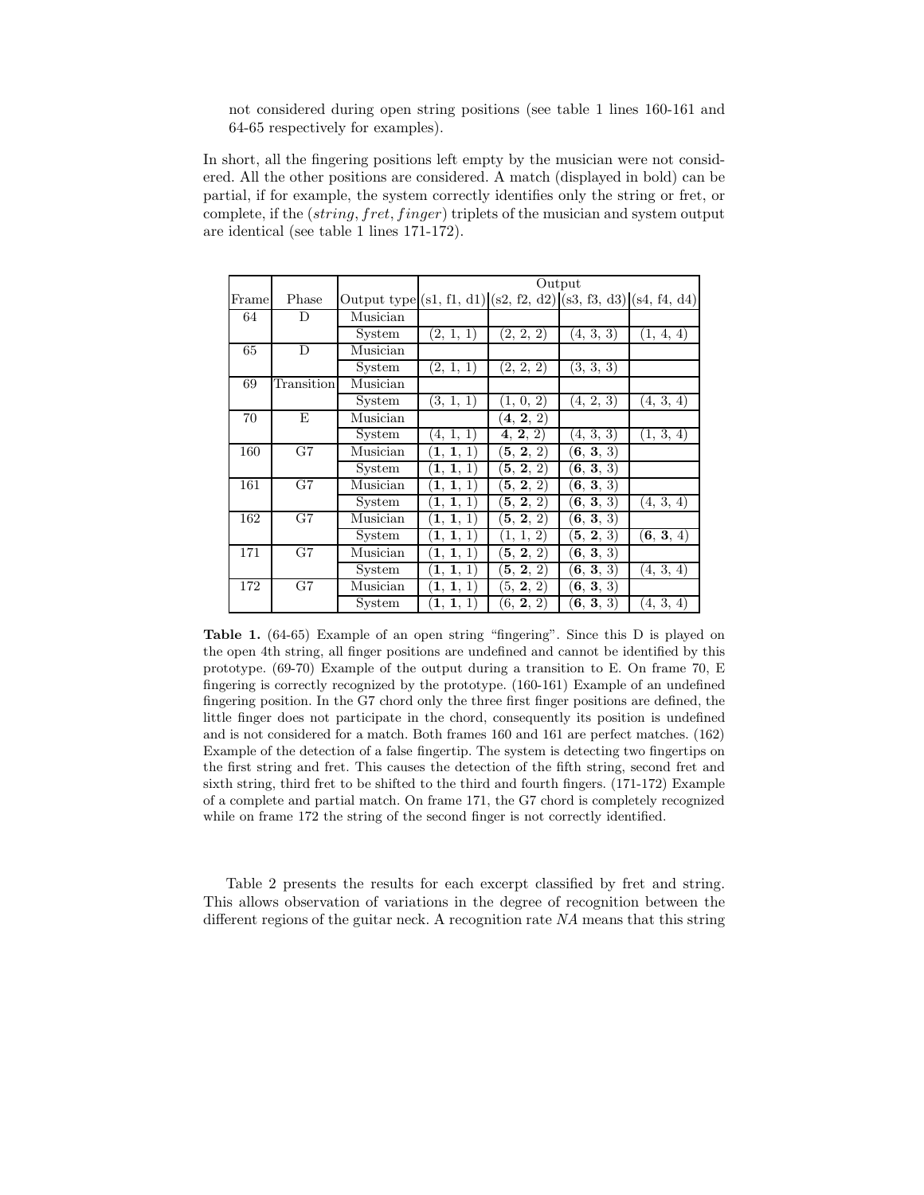not considered during open string positions (see table 1 lines 160-161 and 64-65 respectively for examples).

In short, all the fingering positions left empty by the musician were not considered. All the other positions are considered. A match (displayed in bold) can be partial, if for example, the system correctly identifies only the string or fret, or complete, if the (*string*, *fret*, *finger*) triplets of the musician and system output are identical (see table 1 lines 171-172).

| Frame | Phase | Output type | Output | | | |
|---|---|---|---|---|---|---|
| | | | (s1, f1, d1) | (s2, f2, d2) | (s3, f3, d3) | (s4, f4, d4) |
| 64 | D | Musician | | | | |
| | | System | (2, 1, 1) | (2, 2, 2) | (4, 3, 3) | (1, 4, 4) |
| 65 | D | Musician | | | | |
| | | System | (2, 1, 1) | (2, 2, 2) | (3, 3, 3) | |
| 69 | Transition | Musician | | | | |
| | | System | (3, 1, 1) | (1, 0, 2) | (4, 2, 3) | (4, 3, 4) |
| 70 | E | Musician | | (**4**, **2**, 2) | | |
| | | System | (4, 1, 1) | **4**, **2**, 2) | (4, 3, 3) | (1, 3, 4) |
| 160 | G7 | Musician | (**1**, **1**, 1) | (**5**, **2**, 2) | (**6**, **3**, 3) | |
| | | System | (**1**, **1**, 1) | (**5**, **2**, 2) | (**6**, **3**, 3) | |
| 161 | G7 | Musician | (**1**, **1**, 1) | (**5**, **2**, 2) | (**6**, **3**, 3) | |
| | | System | (**1**, **1**, 1) | (**5**, **2**, 2) | (**6**, **3**, 3) | (4, 3, 4) |
| 162 | G7 | Musician | (**1**, **1**, 1) | (**5**, **2**, 2) | (**6**, **3**, 3) | |
| | | System | (**1**, **1**, 1) | (1, 1, 2) | (**5**, **2**, 3) | (**6**, **3**, 4) |
| 171 | G7 | Musician | (**1**, **1**, 1) | (**5**, **2**, 2) | (**6**, **3**, 3) | |
| | | System | (**1**, **1**, 1) | (**5**, **2**, 2) | (**6**, **3**, 3) | (4, 3, 4) |
| 172 | G7 | Musician | (**1**, **1**, 1) | (5, **2**, 2) | (**6**, **3**, 3) | |
| | | System | (**1**, **1**, 1) | (6, **2**, 2) | (**6**, **3**, 3) | (4, 3, 4) |

**Table 1.** (64-65) Example of an open string "fingering". Since this D is played on the open 4th string, all finger positions are undefined and cannot be identified by this prototype. (69-70) Example of the output during a transition to E. On frame 70, E fingering is correctly recognized by the prototype. (160-161) Example of an undefined fingering position. In the G7 chord only the three first finger positions are defined, the little finger does not participate in the chord, consequently its position is undefined and is not considered for a match. Both frames 160 and 161 are perfect matches. (162) Example of the detection of a false fingertip. The system is detecting two fingertips on the first string and fret. This causes the detection of the fifth string, second fret and sixth string, third fret to be shifted to the third and fourth fingers. (171-172) Example of a complete and partial match. On frame 171, the G7 chord is completely recognized while on frame 172 the string of the second finger is not correctly identified.

Table 2 presents the results for each excerpt classified by fret and string. This allows observation of variations in the degree of recognition between the different regions of the guitar neck. A recognition rate *NA* means that this string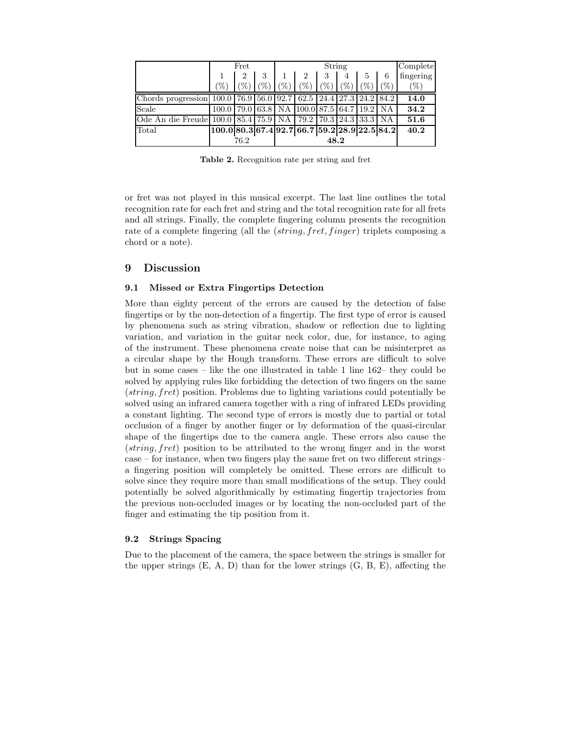| | Fret | | | String | | | | | | Complete |
|---|---|---|---|---|---|---|---|---|---|---|
| | 1 | 2 | 3 | 1 | 2 | 3 | 4 | 5 | 6 | fingering |
| | (%) | (%) | (%) | (%) | (%) | (%) | (%) | (%) | (%) | (%) |
| Chords progression | 100.0 | 76.9 | 56.0 | 92.7 | 62.5 | 24.4 | 27.3 | 24.2 | 84.2 | **14.0** |
| Scale | 100.0 | 79.0 | 63.8 | NA | 100.0 | 87.5 | 64.7 | 19.2 | NA | **34.2** |
| Ode An die Freude | 100.0 | 85.4 | 75.9 | NA | 79.2 | 70.3 | 24.3 | 33.3 | NA | **51.6** |
| Total | **100.0** | **80.3** | **67.4** | **92.7** | **66.7** | **59.2** | **28.9** | **22.5** | **84.2** | **40.2** |
| | 76.2 | | | **48.2** | | | | | | |

**Table 2.** Recognition rate per string and fret

or fret was not played in this musical excerpt. The last line outlines the total recognition rate for each fret and string and the total recognition rate for all frets and all strings. Finally, the complete fingering column presents the recognition rate of a complete fingering (all the $(string, fret, finger)$ triplets composing a chord or a note).

## 9 Discussion

### 9.1 Missed or Extra Fingertips Detection

More than eighty percent of the errors are caused by the detection of false fingertips or by the non-detection of a fingertip. The first type of error is caused by phenomena such as string vibration, shadow or reflection due to lighting variation, and variation in the guitar neck color, due, for instance, to aging of the instrument. These phenomena create noise that can be misinterpret as a circular shape by the Hough transform. These errors are difficult to solve but in some cases – like the one illustrated in table 1 line 162– they could be solved by applying rules like forbidding the detection of two fingers on the same $(string, fret)$ position. Problems due to lighting variations could potentially be solved using an infrared camera together with a ring of infrared LEDs providing a constant lighting. The second type of errors is mostly due to partial or total occlusion of a finger by another finger or by deformation of the quasi-circular shape of the fingertips due to the camera angle. These errors also cause the $(string, fret)$ position to be attributed to the wrong finger and in the worst case – for instance, when two fingers play the same fret on two different strings– a fingering position will completely be omitted. These errors are difficult to solve since they require more than small modifications of the setup. They could potentially be solved algorithmically by estimating fingertip trajectories from the previous non-occluded images or by locating the non-occluded part of the finger and estimating the tip position from it.

### 9.2 Strings Spacing

Due to the placement of the camera, the space between the strings is smaller for the upper strings (E, A, D) than for the lower strings (G, B, E), affecting the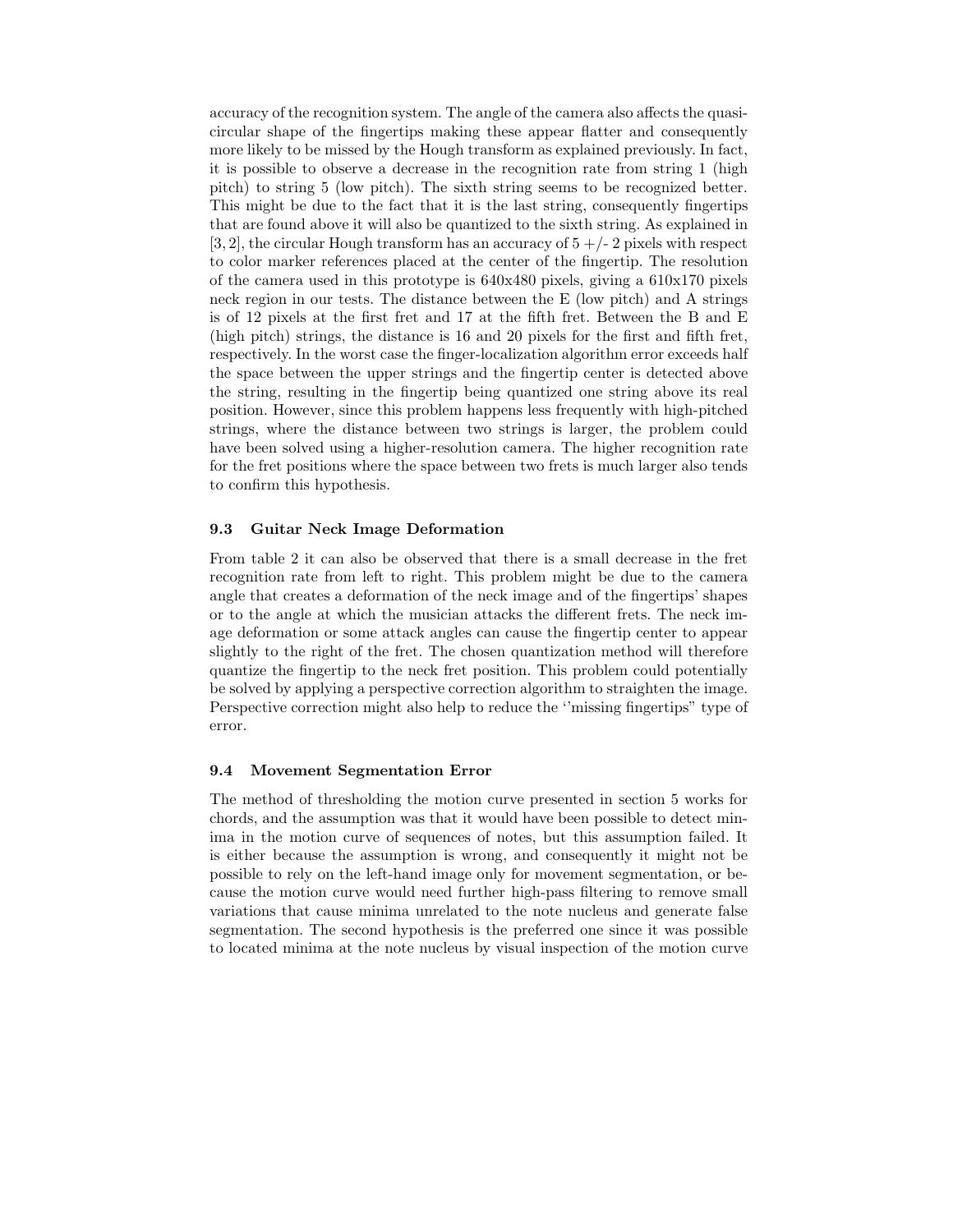accuracy of the recognition system. The angle of the camera also affects the quasi-circular shape of the fingertips making these appear flatter and consequently more likely to be missed by the Hough transform as explained previously. In fact, it is possible to observe a decrease in the recognition rate from string 1 (high pitch) to string 5 (low pitch). The sixth string seems to be recognized better. This might be due to the fact that it is the last string, consequently fingertips that are found above it will also be quantized to the sixth string. As explained in [3, 2], the circular Hough transform has an accuracy of 5 +/- 2 pixels with respect to color marker references placed at the center of the fingertip. The resolution of the camera used in this prototype is 640x480 pixels, giving a 610x170 pixels neck region in our tests. The distance between the E (low pitch) and A strings is of 12 pixels at the first fret and 17 at the fifth fret. Between the B and E (high pitch) strings, the distance is 16 and 20 pixels for the first and fifth fret, respectively. In the worst case the finger-localization algorithm error exceeds half the space between the upper strings and the fingertip center is detected above the string, resulting in the fingertip being quantized one string above its real position. However, since this problem happens less frequently with high-pitched strings, where the distance between two strings is larger, the problem could have been solved using a higher-resolution camera. The higher recognition rate for the fret positions where the space between two frets is much larger also tends to confirm this hypothesis.

### 9.3 Guitar Neck Image Deformation

From table 2 it can also be observed that there is a small decrease in the fret recognition rate from left to right. This problem might be due to the camera angle that creates a deformation of the neck image and of the fingertips' shapes or to the angle at which the musician attacks the different frets. The neck image deformation or some attack angles can cause the fingertip center to appear slightly to the right of the fret. The chosen quantization method will therefore quantize the fingertip to the neck fret position. This problem could potentially be solved by applying a perspective correction algorithm to straighten the image. Perspective correction might also help to reduce the ''missing fingertips" type of error.

### 9.4 Movement Segmentation Error

The method of thresholding the motion curve presented in section 5 works for chords, and the assumption was that it would have been possible to detect minima in the motion curve of sequences of notes, but this assumption failed. It is either because the assumption is wrong, and consequently it might not be possible to rely on the left-hand image only for movement segmentation, or because the motion curve would need further high-pass filtering to remove small variations that cause minima unrelated to the note nucleus and generate false segmentation. The second hypothesis is the preferred one since it was possible to located minima at the note nucleus by visual inspection of the motion curve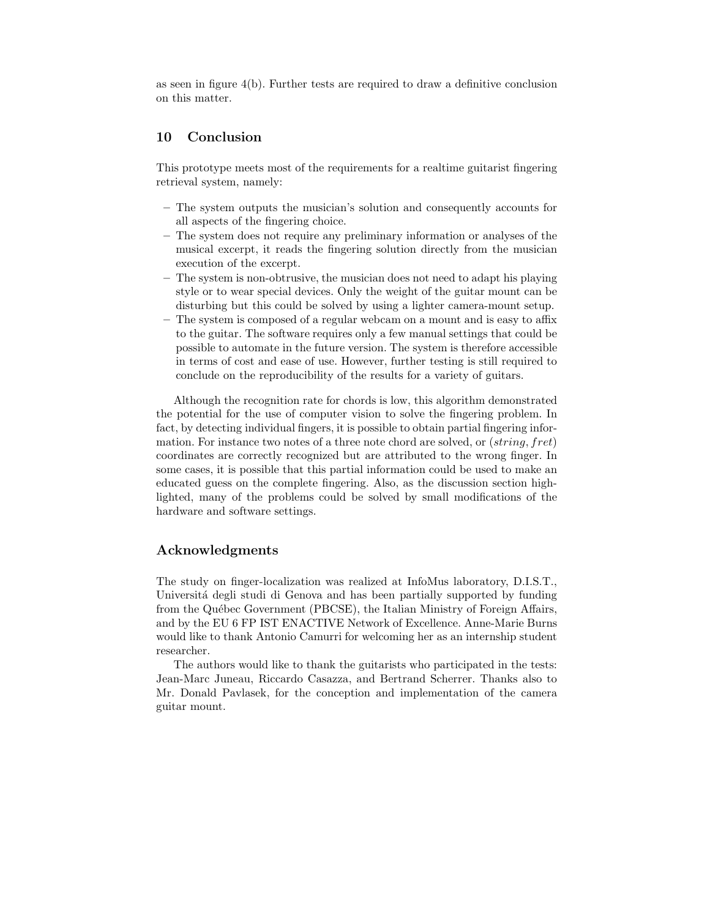as seen in figure 4(b). Further tests are required to draw a definitive conclusion on this matter.

## 10 Conclusion

This prototype meets most of the requirements for a realtime guitarist fingering retrieval system, namely:

- The system outputs the musician's solution and consequently accounts for all aspects of the fingering choice.
- The system does not require any preliminary information or analyses of the musical excerpt, it reads the fingering solution directly from the musician execution of the excerpt.
- The system is non-obtrusive, the musician does not need to adapt his playing style or to wear special devices. Only the weight of the guitar mount can be disturbing but this could be solved by using a lighter camera-mount setup.
- The system is composed of a regular webcam on a mount and is easy to affix to the guitar. The software requires only a few manual settings that could be possible to automate in the future version. The system is therefore accessible in terms of cost and ease of use. However, further testing is still required to conclude on the reproducibility of the results for a variety of guitars.

Although the recognition rate for chords is low, this algorithm demonstrated the potential for the use of computer vision to solve the fingering problem. In fact, by detecting individual fingers, it is possible to obtain partial fingering information. For instance two notes of a three note chord are solved, or $(string, fret)$ coordinates are correctly recognized but are attributed to the wrong finger. In some cases, it is possible that this partial information could be used to make an educated guess on the complete fingering. Also, as the discussion section highlighted, many of the problems could be solved by small modifications of the hardware and software settings.

## Acknowledgments

The study on finger-localization was realized at InfoMus laboratory, D.I.S.T., Universitá degli studi di Genova and has been partially supported by funding from the Québec Government (PBCSE), the Italian Ministry of Foreign Affairs, and by the EU 6 FP IST ENACTIVE Network of Excellence. Anne-Marie Burns would like to thank Antonio Camurri for welcoming her as an internship student researcher.

The authors would like to thank the guitarists who participated in the tests: Jean-Marc Juneau, Riccardo Casazza, and Bertrand Scherrer. Thanks also to Mr. Donald Pavlasek, for the conception and implementation of the camera guitar mount.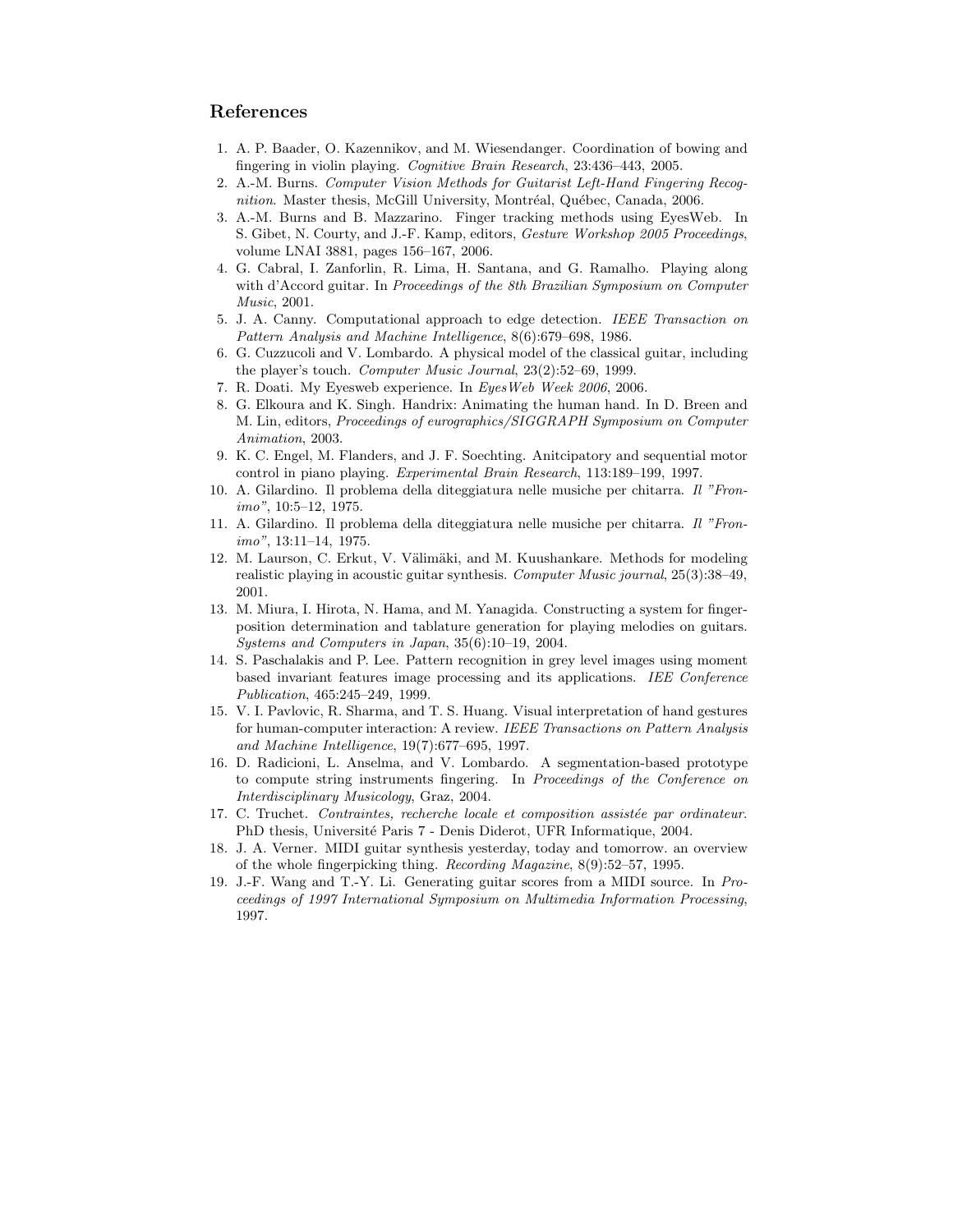## References

1. A. P. Baader, O. Kazennikov, and M. Wiesendanger. Coordination of bowing and fingering in violin playing. *Cognitive Brain Research*, 23:436–443, 2005.
2. A.-M. Burns. *Computer Vision Methods for Guitarist Left-Hand Fingering Recognition*. Master thesis, McGill University, Montréal, Québec, Canada, 2006.
3. A.-M. Burns and B. Mazzarino. Finger tracking methods using EyesWeb. In S. Gibet, N. Courty, and J.-F. Kamp, editors, *Gesture Workshop 2005 Proceedings*, volume LNAI 3881, pages 156–167, 2006.
4. G. Cabral, I. Zanforlin, R. Lima, H. Santana, and G. Ramalho. Playing along with d'Accord guitar. In *Proceedings of the 8th Brazilian Symposium on Computer Music*, 2001.
5. J. A. Canny. Computational approach to edge detection. *IEEE Transaction on Pattern Analysis and Machine Intelligence*, 8(6):679–698, 1986.
6. G. Cuzzucoli and V. Lombardo. A physical model of the classical guitar, including the player's touch. *Computer Music Journal*, 23(2):52–69, 1999.
7. R. Doati. My Eyesweb experience. In *EyesWeb Week 2006*, 2006.
8. G. Elkoura and K. Singh. Handrix: Animating the human hand. In D. Breen and M. Lin, editors, *Proceedings of eurographics/SIGGRAPH Symposium on Computer Animation*, 2003.
9. K. C. Engel, M. Flanders, and J. F. Soechting. Anitcipatory and sequential motor control in piano playing. *Experimental Brain Research*, 113:189–199, 1997.
10. A. Gilardino. Il problema della diteggiatura nelle musiche per chitarra. *Il "Fronimo"*, 10:5–12, 1975.
11. A. Gilardino. Il problema della diteggiatura nelle musiche per chitarra. *Il "Fronimo"*, 13:11–14, 1975.
12. M. Laurson, C. Erkut, V. Välimäki, and M. Kuushankare. Methods for modeling realistic playing in acoustic guitar synthesis. *Computer Music journal*, 25(3):38–49, 2001.
13. M. Miura, I. Hirota, N. Hama, and M. Yanagida. Constructing a system for finger-position determination and tablature generation for playing melodies on guitars. *Systems and Computers in Japan*, 35(6):10–19, 2004.
14. S. Paschalakis and P. Lee. Pattern recognition in grey level images using moment based invariant features image processing and its applications. *IEE Conference Publication*, 465:245–249, 1999.
15. V. I. Pavlovic, R. Sharma, and T. S. Huang. Visual interpretation of hand gestures for human-computer interaction: A review. *IEEE Transactions on Pattern Analysis and Machine Intelligence*, 19(7):677–695, 1997.
16. D. Radicioni, L. Anselma, and V. Lombardo. A segmentation-based prototype to compute string instruments fingering. In *Proceedings of the Conference on Interdisciplinary Musicology*, Graz, 2004.
17. C. Truchet. *Contraintes, recherche locale et composition assistée par ordinateur*. PhD thesis, Université Paris 7 - Denis Diderot, UFR Informatique, 2004.
18. J. A. Verner. MIDI guitar synthesis yesterday, today and tomorrow. an overview of the whole fingerpicking thing. *Recording Magazine*, 8(9):52–57, 1995.
19. J.-F. Wang and T.-Y. Li. Generating guitar scores from a MIDI source. In *Proceedings of 1997 International Symposium on Multimedia Information Processing*, 1997.